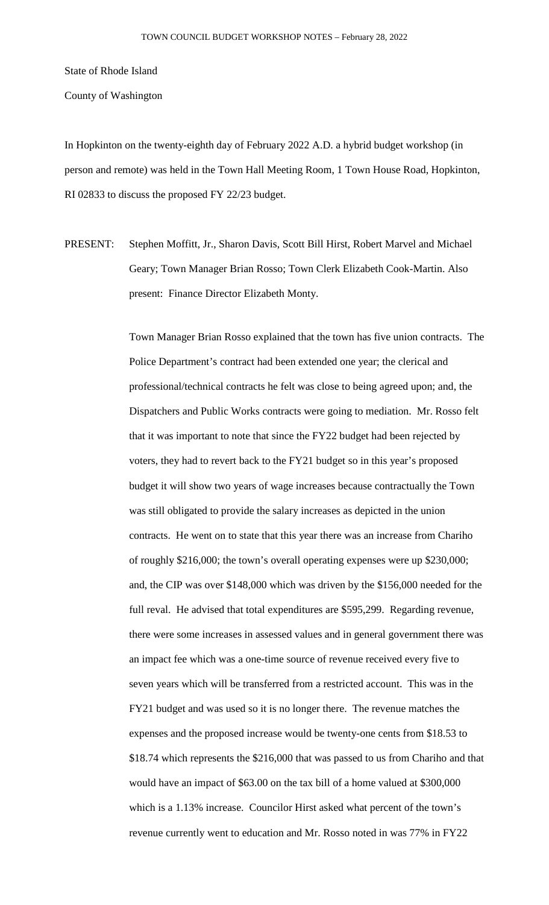# TOWN COUNCIL BUDGET WORKSHOP NOTES – February 28, 2022

State of Rhode Island

County of Washington

In Hopkinton on the twenty-eighth day of February 2022 A.D. a hybrid budget workshop (in person and remote) was held in the Town Hall Meeting Room, 1 Town House Road, Hopkinton, RI 02833 to discuss the proposed FY 22/23 budget.

PRESENT: Stephen Moffitt, Jr., Sharon Davis, Scott Bill Hirst, Robert Marvel and Michael Geary; Town Manager Brian Rosso; Town Clerk Elizabeth Cook-Martin. Also present: Finance Director Elizabeth Monty.

Town Manager Brian Rosso explained that the town has five union contracts. The Police Department's contract had been extended one year; the clerical and professional/technical contracts he felt was close to being agreed upon; and, the Dispatchers and Public Works contracts were going to mediation. Mr. Rosso felt that it was important to note that since the FY22 budget had been rejected by voters, they had to revert back to the FY21 budget so in this year's proposed budget it will show two years of wage increases because contractually the Town was still obligated to provide the salary increases as depicted in the union contracts. He went on to state that this year there was an increase from Chariho of roughly $216,000; the town's overall operating expenses were up $230,000; and, the CIP was over $148,000 which was driven by the $156,000 needed for the full reval. He advised that total expenditures are $595,299. Regarding revenue, there were some increases in assessed values and in general government there was an impact fee which was a one-time source of revenue received every five to seven years which will be transferred from a restricted account. This was in the FY21 budget and was used so it is no longer there. The revenue matches the expenses and the proposed increase would be twenty-one cents from $18.53 to $18.74 which represents the $216,000 that was passed to us from Chariho and that would have an impact of $63.00 on the tax bill of a home valued at $300,000 which is a 1.13% increase. Councilor Hirst asked what percent of the town's revenue currently went to education and Mr. Rosso noted in was 77% in FY22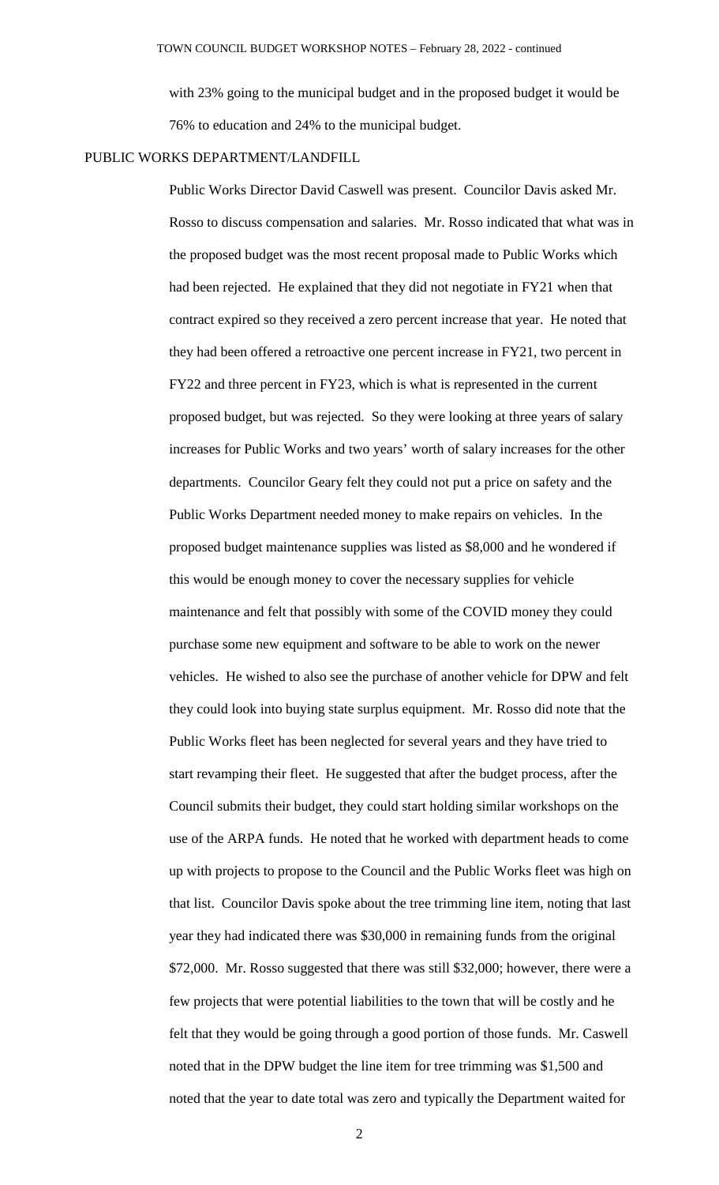with 23% going to the municipal budget and in the proposed budget it would be 76% to education and 24% to the municipal budget.

## PUBLIC WORKS DEPARTMENT/LANDFILL

Public Works Director David Caswell was present. Councilor Davis asked Mr. Rosso to discuss compensation and salaries. Mr. Rosso indicated that what was in the proposed budget was the most recent proposal made to Public Works which had been rejected. He explained that they did not negotiate in FY21 when that contract expired so they received a zero percent increase that year. He noted that they had been offered a retroactive one percent increase in FY21, two percent in FY22 and three percent in FY23, which is what is represented in the current proposed budget, but was rejected. So they were looking at three years of salary increases for Public Works and two years' worth of salary increases for the other departments. Councilor Geary felt they could not put a price on safety and the Public Works Department needed money to make repairs on vehicles. In the proposed budget maintenance supplies was listed as $8,000 and he wondered if this would be enough money to cover the necessary supplies for vehicle maintenance and felt that possibly with some of the COVID money they could purchase some new equipment and software to be able to work on the newer vehicles. He wished to also see the purchase of another vehicle for DPW and felt they could look into buying state surplus equipment. Mr. Rosso did note that the Public Works fleet has been neglected for several years and they have tried to start revamping their fleet. He suggested that after the budget process, after the Council submits their budget, they could start holding similar workshops on the use of the ARPA funds. He noted that he worked with department heads to come up with projects to propose to the Council and the Public Works fleet was high on that list. Councilor Davis spoke about the tree trimming line item, noting that last year they had indicated there was $30,000 in remaining funds from the original $72,000. Mr. Rosso suggested that there was still $32,000; however, there were a few projects that were potential liabilities to the town that will be costly and he felt that they would be going through a good portion of those funds. Mr. Caswell noted that in the DPW budget the line item for tree trimming was $1,500 and noted that the year to date total was zero and typically the Department waited for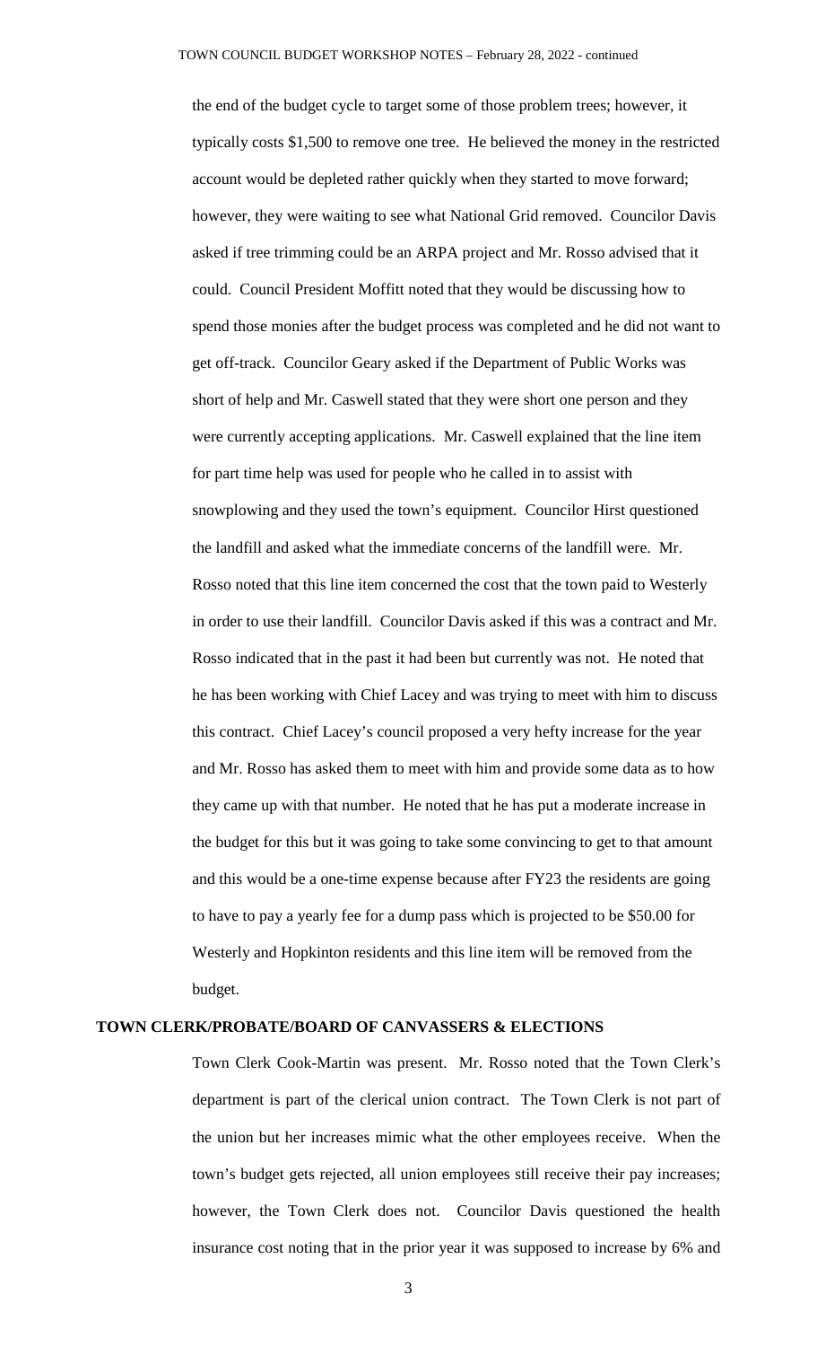the end of the budget cycle to target some of those problem trees; however, it typically costs $1,500 to remove one tree. He believed the money in the restricted account would be depleted rather quickly when they started to move forward; however, they were waiting to see what National Grid removed. Councilor Davis asked if tree trimming could be an ARPA project and Mr. Rosso advised that it could. Council President Moffitt noted that they would be discussing how to spend those monies after the budget process was completed and he did not want to get off-track. Councilor Geary asked if the Department of Public Works was short of help and Mr. Caswell stated that they were short one person and they were currently accepting applications. Mr. Caswell explained that the line item for part time help was used for people who he called in to assist with snowplowing and they used the town's equipment. Councilor Hirst questioned the landfill and asked what the immediate concerns of the landfill were. Mr. Rosso noted that this line item concerned the cost that the town paid to Westerly in order to use their landfill. Councilor Davis asked if this was a contract and Mr. Rosso indicated that in the past it had been but currently was not. He noted that he has been working with Chief Lacey and was trying to meet with him to discuss this contract. Chief Lacey's council proposed a very hefty increase for the year and Mr. Rosso has asked them to meet with him and provide some data as to how they came up with that number. He noted that he has put a moderate increase in the budget for this but it was going to take some convincing to get to that amount and this would be a one-time expense because after FY23 the residents are going to have to pay a yearly fee for a dump pass which is projected to be $50.00 for Westerly and Hopkinton residents and this line item will be removed from the budget.

**TOWN CLERK/PROBATE/BOARD OF CANVASSERS & ELECTIONS**

Town Clerk Cook-Martin was present. Mr. Rosso noted that the Town Clerk's department is part of the clerical union contract. The Town Clerk is not part of the union but her increases mimic what the other employees receive. When the town's budget gets rejected, all union employees still receive their pay increases; however, the Town Clerk does not. Councilor Davis questioned the health insurance cost noting that in the prior year it was supposed to increase by 6% and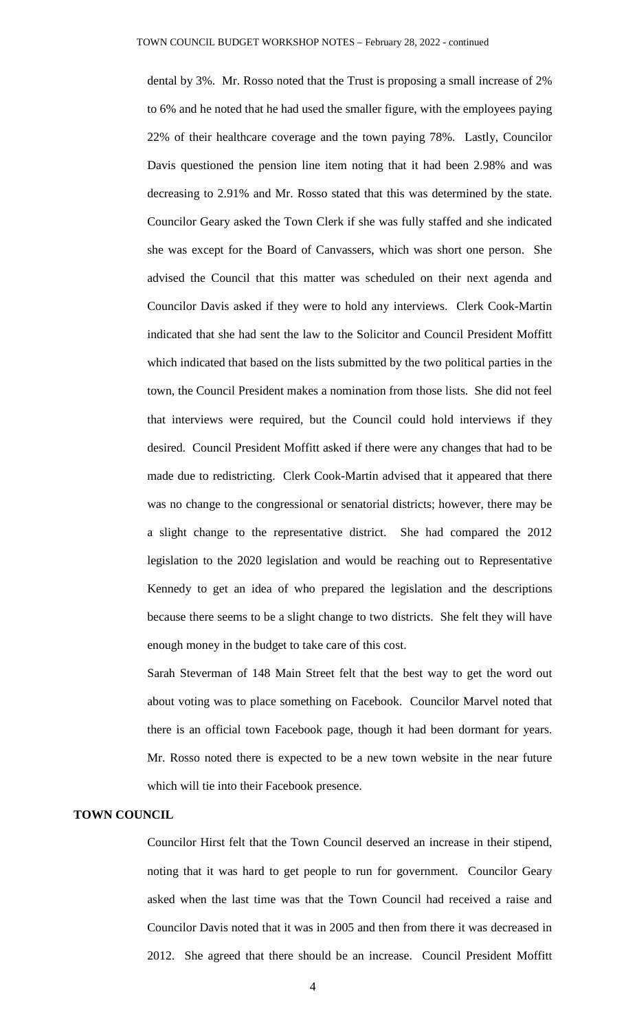dental by 3%. Mr. Rosso noted that the Trust is proposing a small increase of 2% to 6% and he noted that he had used the smaller figure, with the employees paying 22% of their healthcare coverage and the town paying 78%. Lastly, Councilor Davis questioned the pension line item noting that it had been 2.98% and was decreasing to 2.91% and Mr. Rosso stated that this was determined by the state. Councilor Geary asked the Town Clerk if she was fully staffed and she indicated she was except for the Board of Canvassers, which was short one person. She advised the Council that this matter was scheduled on their next agenda and Councilor Davis asked if they were to hold any interviews. Clerk Cook-Martin indicated that she had sent the law to the Solicitor and Council President Moffitt which indicated that based on the lists submitted by the two political parties in the town, the Council President makes a nomination from those lists. She did not feel that interviews were required, but the Council could hold interviews if they desired. Council President Moffitt asked if there were any changes that had to be made due to redistricting. Clerk Cook-Martin advised that it appeared that there was no change to the congressional or senatorial districts; however, there may be a slight change to the representative district. She had compared the 2012 legislation to the 2020 legislation and would be reaching out to Representative Kennedy to get an idea of who prepared the legislation and the descriptions because there seems to be a slight change to two districts. She felt they will have enough money in the budget to take care of this cost.

Sarah Steverman of 148 Main Street felt that the best way to get the word out about voting was to place something on Facebook. Councilor Marvel noted that there is an official town Facebook page, though it had been dormant for years. Mr. Rosso noted there is expected to be a new town website in the near future which will tie into their Facebook presence.

**TOWN COUNCIL**

Councilor Hirst felt that the Town Council deserved an increase in their stipend, noting that it was hard to get people to run for government. Councilor Geary asked when the last time was that the Town Council had received a raise and Councilor Davis noted that it was in 2005 and then from there it was decreased in 2012. She agreed that there should be an increase. Council President Moffitt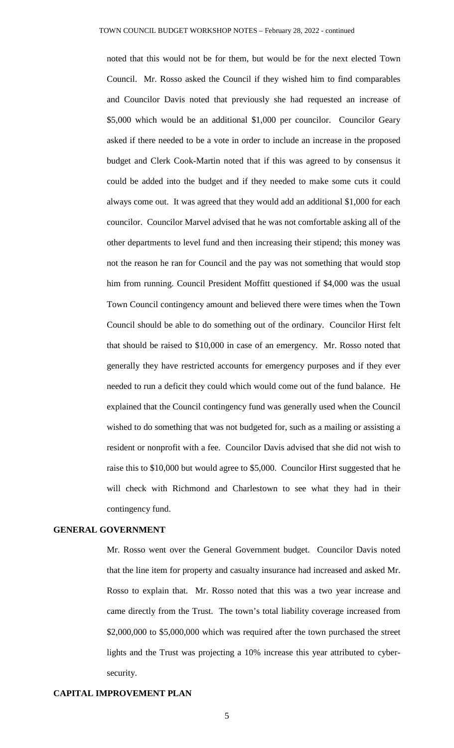noted that this would not be for them, but would be for the next elected Town Council. Mr. Rosso asked the Council if they wished him to find comparables and Councilor Davis noted that previously she had requested an increase of $5,000 which would be an additional $1,000 per councilor. Councilor Geary asked if there needed to be a vote in order to include an increase in the proposed budget and Clerk Cook-Martin noted that if this was agreed to by consensus it could be added into the budget and if they needed to make some cuts it could always come out. It was agreed that they would add an additional $1,000 for each councilor. Councilor Marvel advised that he was not comfortable asking all of the other departments to level fund and then increasing their stipend; this money was not the reason he ran for Council and the pay was not something that would stop him from running. Council President Moffitt questioned if $4,000 was the usual Town Council contingency amount and believed there were times when the Town Council should be able to do something out of the ordinary. Councilor Hirst felt that should be raised to $10,000 in case of an emergency. Mr. Rosso noted that generally they have restricted accounts for emergency purposes and if they ever needed to run a deficit they could which would come out of the fund balance. He explained that the Council contingency fund was generally used when the Council wished to do something that was not budgeted for, such as a mailing or assisting a resident or nonprofit with a fee. Councilor Davis advised that she did not wish to raise this to $10,000 but would agree to $5,000. Councilor Hirst suggested that he will check with Richmond and Charlestown to see what they had in their contingency fund.

**GENERAL GOVERNMENT**

Mr. Rosso went over the General Government budget. Councilor Davis noted that the line item for property and casualty insurance had increased and asked Mr. Rosso to explain that. Mr. Rosso noted that this was a two year increase and came directly from the Trust. The town's total liability coverage increased from $2,000,000 to $5,000,000 which was required after the town purchased the street lights and the Trust was projecting a 10% increase this year attributed to cyber-security.

**CAPITAL IMPROVEMENT PLAN**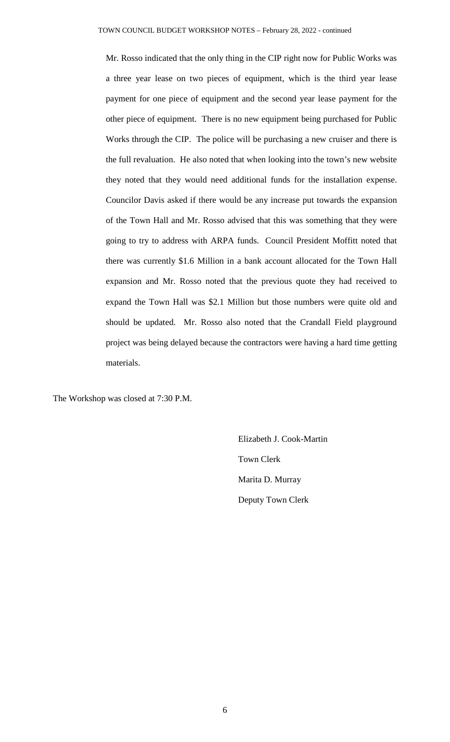Mr. Rosso indicated that the only thing in the CIP right now for Public Works was a three year lease on two pieces of equipment, which is the third year lease payment for one piece of equipment and the second year lease payment for the other piece of equipment. There is no new equipment being purchased for Public Works through the CIP. The police will be purchasing a new cruiser and there is the full revaluation. He also noted that when looking into the town's new website they noted that they would need additional funds for the installation expense. Councilor Davis asked if there would be any increase put towards the expansion of the Town Hall and Mr. Rosso advised that this was something that they were going to try to address with ARPA funds. Council President Moffitt noted that there was currently $1.6 Million in a bank account allocated for the Town Hall expansion and Mr. Rosso noted that the previous quote they had received to expand the Town Hall was $2.1 Million but those numbers were quite old and should be updated. Mr. Rosso also noted that the Crandall Field playground project was being delayed because the contractors were having a hard time getting materials.

The Workshop was closed at 7:30 P.M.

Elizabeth J. Cook-Martin

Town Clerk

Marita D. Murray

Deputy Town Clerk